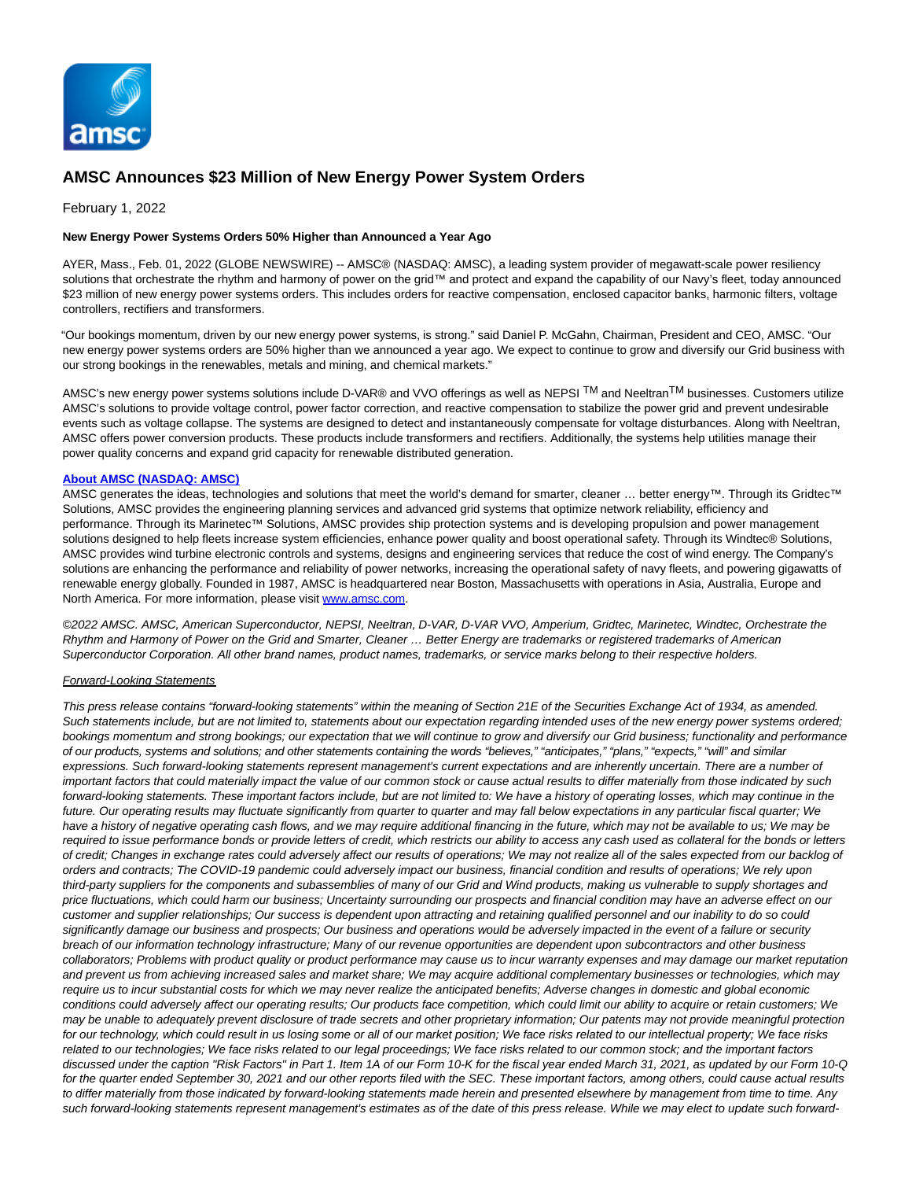# AMSC Announces $23 Million of New Energy Power System Orders

February 1, 2022

**New Energy Power Systems Orders 50% Higher than Announced a Year Ago**

AYER, Mass., Feb. 01, 2022 (GLOBE NEWSWIRE) -- AMSC® (NASDAQ: AMSC), a leading system provider of megawatt-scale power resiliency solutions that orchestrate the rhythm and harmony of power on the grid™ and protect and expand the capability of our Navy's fleet, today announced $23 million of new energy power systems orders. This includes orders for reactive compensation, enclosed capacitor banks, harmonic filters, voltage controllers, rectifiers and transformers.

"Our bookings momentum, driven by our new energy power systems, is strong." said Daniel P. McGahn, Chairman, President and CEO, AMSC. "Our new energy power systems orders are 50% higher than we announced a year ago. We expect to continue to grow and diversify our Grid business with our strong bookings in the renewables, metals and mining, and chemical markets."

AMSC's new energy power systems solutions include D-VAR® and VVO offerings as well as NEPSI TM and NeeltranTM businesses. Customers utilize AMSC's solutions to provide voltage control, power factor correction, and reactive compensation to stabilize the power grid and prevent undesirable events such as voltage collapse. The systems are designed to detect and instantaneously compensate for voltage disturbances. Along with Neeltran, AMSC offers power conversion products. These products include transformers and rectifiers. Additionally, the systems help utilities manage their power quality concerns and expand grid capacity for renewable distributed generation.

**About AMSC (NASDAQ: AMSC)**

AMSC generates the ideas, technologies and solutions that meet the world's demand for smarter, cleaner … better energy™. Through its Gridtec™ Solutions, AMSC provides the engineering planning services and advanced grid systems that optimize network reliability, efficiency and performance. Through its Marinetec™ Solutions, AMSC provides ship protection systems and is developing propulsion and power management solutions designed to help fleets increase system efficiencies, enhance power quality and boost operational safety. Through its Windtec® Solutions, AMSC provides wind turbine electronic controls and systems, designs and engineering services that reduce the cost of wind energy. The Company's solutions are enhancing the performance and reliability of power networks, increasing the operational safety of navy fleets, and powering gigawatts of renewable energy globally. Founded in 1987, AMSC is headquartered near Boston, Massachusetts with operations in Asia, Australia, Europe and North America. For more information, please visit www.amsc.com.

*©2022 AMSC. AMSC, American Superconductor, NEPSI, Neeltran, D-VAR, D-VAR VVO, Amperium, Gridtec, Marinetec, Windtec, Orchestrate the Rhythm and Harmony of Power on the Grid and Smarter, Cleaner … Better Energy are trademarks or registered trademarks of American Superconductor Corporation. All other brand names, product names, trademarks, or service marks belong to their respective holders.*

Forward-Looking Statements

*This press release contains "forward-looking statements" within the meaning of Section 21E of the Securities Exchange Act of 1934, as amended. Such statements include, but are not limited to, statements about our expectation regarding intended uses of the new energy power systems ordered; bookings momentum and strong bookings; our expectation that we will continue to grow and diversify our Grid business; functionality and performance of our products, systems and solutions; and other statements containing the words "believes," "anticipates," "plans," "expects," "will" and similar expressions. Such forward-looking statements represent management's current expectations and are inherently uncertain. There are a number of important factors that could materially impact the value of our common stock or cause actual results to differ materially from those indicated by such forward-looking statements. These important factors include, but are not limited to: We have a history of operating losses, which may continue in the future. Our operating results may fluctuate significantly from quarter to quarter and may fall below expectations in any particular fiscal quarter; We have a history of negative operating cash flows, and we may require additional financing in the future, which may not be available to us; We may be required to issue performance bonds or provide letters of credit, which restricts our ability to access any cash used as collateral for the bonds or letters of credit; Changes in exchange rates could adversely affect our results of operations; We may not realize all of the sales expected from our backlog of orders and contracts; The COVID-19 pandemic could adversely impact our business, financial condition and results of operations; We rely upon third-party suppliers for the components and subassemblies of many of our Grid and Wind products, making us vulnerable to supply shortages and price fluctuations, which could harm our business; Uncertainty surrounding our prospects and financial condition may have an adverse effect on our customer and supplier relationships; Our success is dependent upon attracting and retaining qualified personnel and our inability to do so could significantly damage our business and prospects; Our business and operations would be adversely impacted in the event of a failure or security breach of our information technology infrastructure; Many of our revenue opportunities are dependent upon subcontractors and other business collaborators; Problems with product quality or product performance may cause us to incur warranty expenses and may damage our market reputation and prevent us from achieving increased sales and market share; We may acquire additional complementary businesses or technologies, which may require us to incur substantial costs for which we may never realize the anticipated benefits; Adverse changes in domestic and global economic conditions could adversely affect our operating results; Our products face competition, which could limit our ability to acquire or retain customers; We may be unable to adequately prevent disclosure of trade secrets and other proprietary information; Our patents may not provide meaningful protection for our technology, which could result in us losing some or all of our market position; We face risks related to our intellectual property; We face risks related to our technologies; We face risks related to our legal proceedings; We face risks related to our common stock; and the important factors discussed under the caption "Risk Factors" in Part 1. Item 1A of our Form 10-K for the fiscal year ended March 31, 2021, as updated by our Form 10-Q for the quarter ended September 30, 2021 and our other reports filed with the SEC. These important factors, among others, could cause actual results to differ materially from those indicated by forward-looking statements made herein and presented elsewhere by management from time to time. Any such forward-looking statements represent management's estimates as of the date of this press release. While we may elect to update such forward-*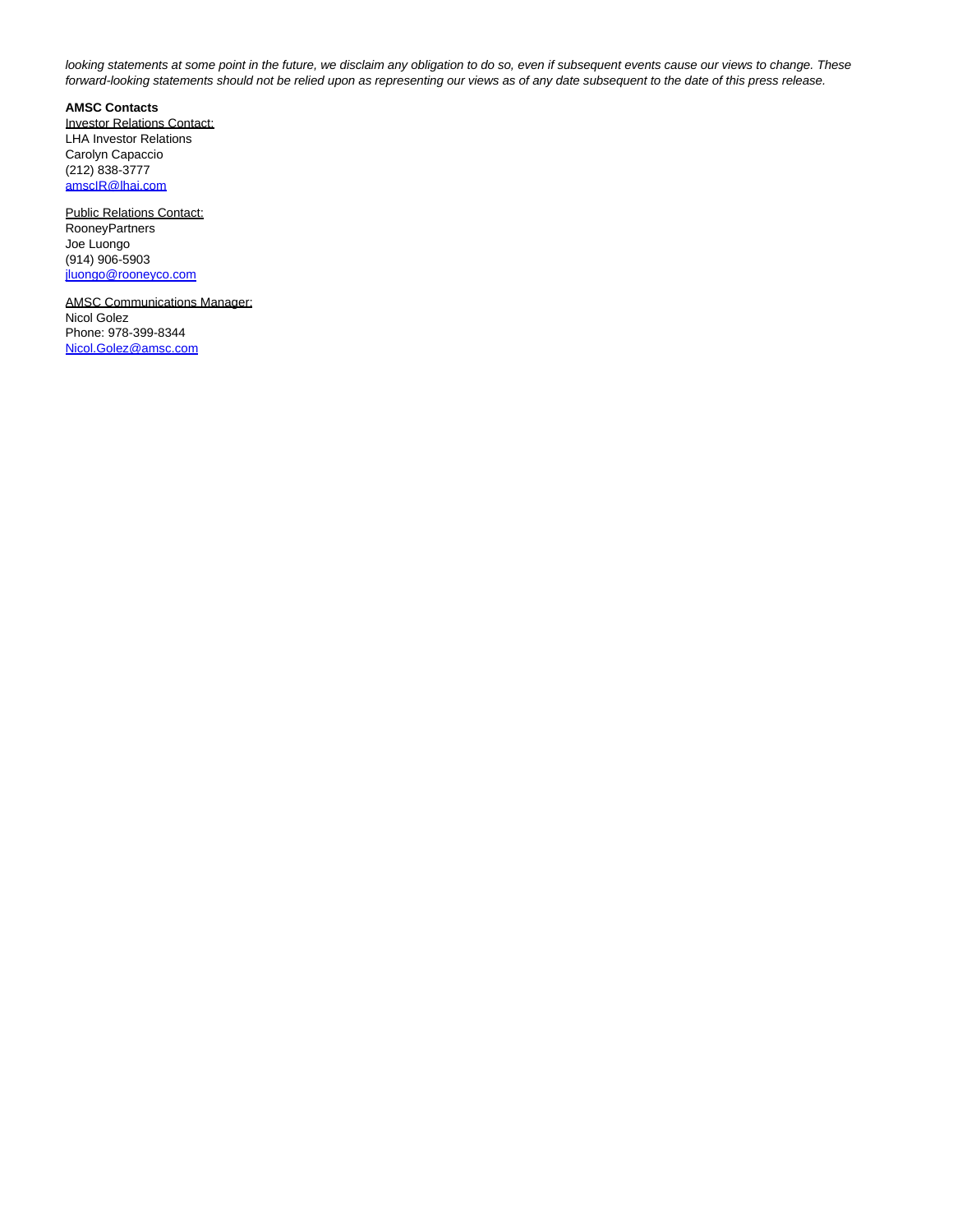*looking statements at some point in the future, we disclaim any obligation to do so, even if subsequent events cause our views to change. These forward-looking statements should not be relied upon as representing our views as of any date subsequent to the date of this press release.*

**AMSC Contacts**

Investor Relations Contact:
LHA Investor Relations
Carolyn Capaccio
(212) 838-3777
amscIR@lhai.com

Public Relations Contact:
RooneyPartners
Joe Luongo
(914) 906-5903
jluongo@rooneyco.com

AMSC Communications Manager:
Nicol Golez
Phone: 978-399-8344
Nicol.Golez@amsc.com